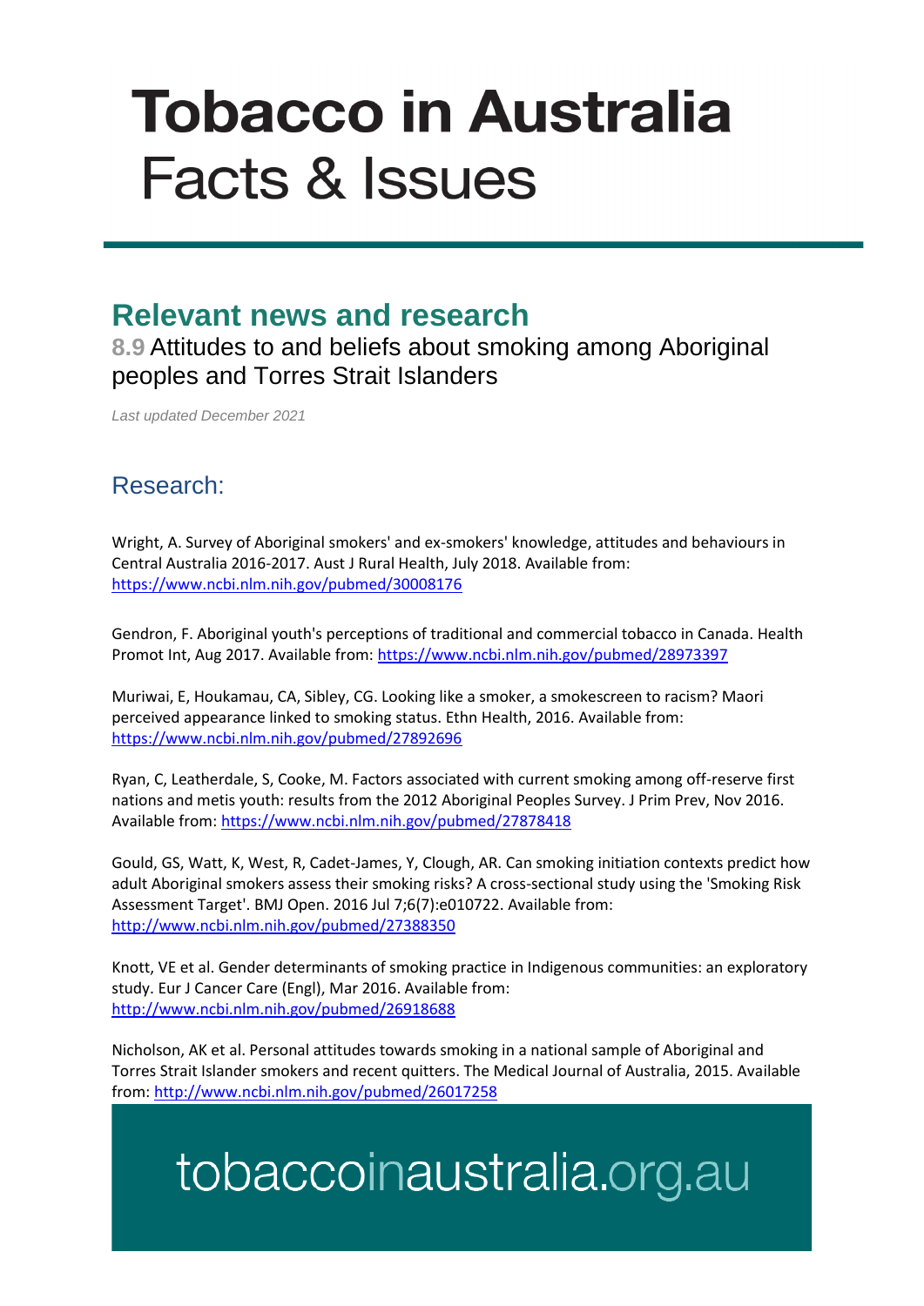# Tobacco in Australia
# Facts & Issues

## Relevant news and research

### 8.9 Attitudes to and beliefs about smoking among Aboriginal peoples and Torres Strait Islanders

*Last updated December 2021*

## Research:

Wright, A. Survey of Aboriginal smokers' and ex-smokers' knowledge, attitudes and behaviours in Central Australia 2016-2017. Aust J Rural Health, July 2018. Available from: https://www.ncbi.nlm.nih.gov/pubmed/30008176

Gendron, F. Aboriginal youth's perceptions of traditional and commercial tobacco in Canada. Health Promot Int, Aug 2017. Available from: https://www.ncbi.nlm.nih.gov/pubmed/28973397

Muriwai, E, Houkamau, CA, Sibley, CG. Looking like a smoker, a smokescreen to racism? Maori perceived appearance linked to smoking status. Ethn Health, 2016. Available from: https://www.ncbi.nlm.nih.gov/pubmed/27892696

Ryan, C, Leatherdale, S, Cooke, M. Factors associated with current smoking among off-reserve first nations and metis youth: results from the 2012 Aboriginal Peoples Survey. J Prim Prev, Nov 2016. Available from: https://www.ncbi.nlm.nih.gov/pubmed/27878418

Gould, GS, Watt, K, West, R, Cadet-James, Y, Clough, AR. Can smoking initiation contexts predict how adult Aboriginal smokers assess their smoking risks? A cross-sectional study using the 'Smoking Risk Assessment Target'. BMJ Open. 2016 Jul 7;6(7):e010722. Available from: http://www.ncbi.nlm.nih.gov/pubmed/27388350

Knott, VE et al. Gender determinants of smoking practice in Indigenous communities: an exploratory study. Eur J Cancer Care (Engl), Mar 2016. Available from: http://www.ncbi.nlm.nih.gov/pubmed/26918688

Nicholson, AK et al. Personal attitudes towards smoking in a national sample of Aboriginal and Torres Strait Islander smokers and recent quitters. The Medical Journal of Australia, 2015. Available from: http://www.ncbi.nlm.nih.gov/pubmed/26017258

tobaccoinaustralia.org.au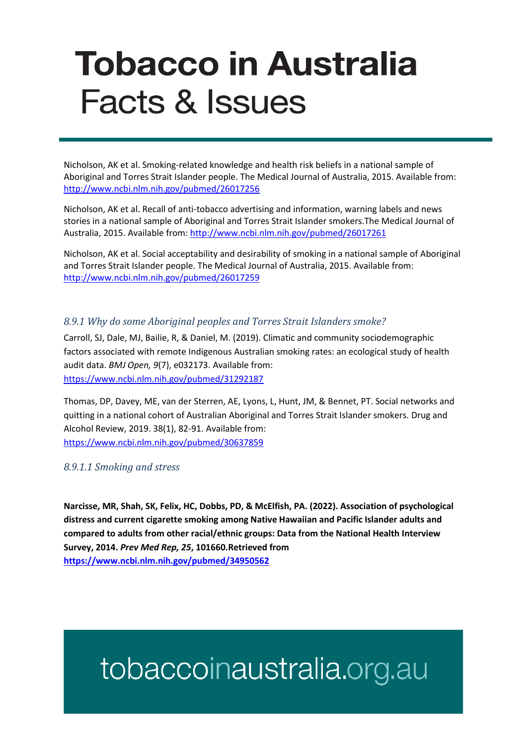Nicholson, AK et al. Smoking-related knowledge and health risk beliefs in a national sample of Aboriginal and Torres Strait Islander people. The Medical Journal of Australia, 2015. Available from: http://www.ncbi.nlm.nih.gov/pubmed/26017256

Nicholson, AK et al. Recall of anti-tobacco advertising and information, warning labels and news stories in a national sample of Aboriginal and Torres Strait Islander smokers.The Medical Journal of Australia, 2015. Available from: http://www.ncbi.nlm.nih.gov/pubmed/26017261

Nicholson, AK et al. Social acceptability and desirability of smoking in a national sample of Aboriginal and Torres Strait Islander people. The Medical Journal of Australia, 2015. Available from: http://www.ncbi.nlm.nih.gov/pubmed/26017259

### *8.9.1 Why do some Aboriginal peoples and Torres Strait Islanders smoke?*

Carroll, SJ, Dale, MJ, Bailie, R, & Daniel, M. (2019). Climatic and community sociodemographic factors associated with remote Indigenous Australian smoking rates: an ecological study of health audit data. *BMJ Open, 9*(7), e032173. Available from: https://www.ncbi.nlm.nih.gov/pubmed/31292187

Thomas, DP, Davey, ME, van der Sterren, AE, Lyons, L, Hunt, JM, & Bennet, PT. Social networks and quitting in a national cohort of Australian Aboriginal and Torres Strait Islander smokers. Drug and Alcohol Review, 2019. 38(1), 82-91. Available from: https://www.ncbi.nlm.nih.gov/pubmed/30637859

#### *8.9.1.1 Smoking and stress*

**Narcisse, MR, Shah, SK, Felix, HC, Dobbs, PD, & McElfish, PA. (2022). Association of psychological distress and current cigarette smoking among Native Hawaiian and Pacific Islander adults and compared to adults from other racial/ethnic groups: Data from the National Health Interview Survey, 2014. *Prev Med Rep, 25*, 101660.Retrieved from https://www.ncbi.nlm.nih.gov/pubmed/34950562**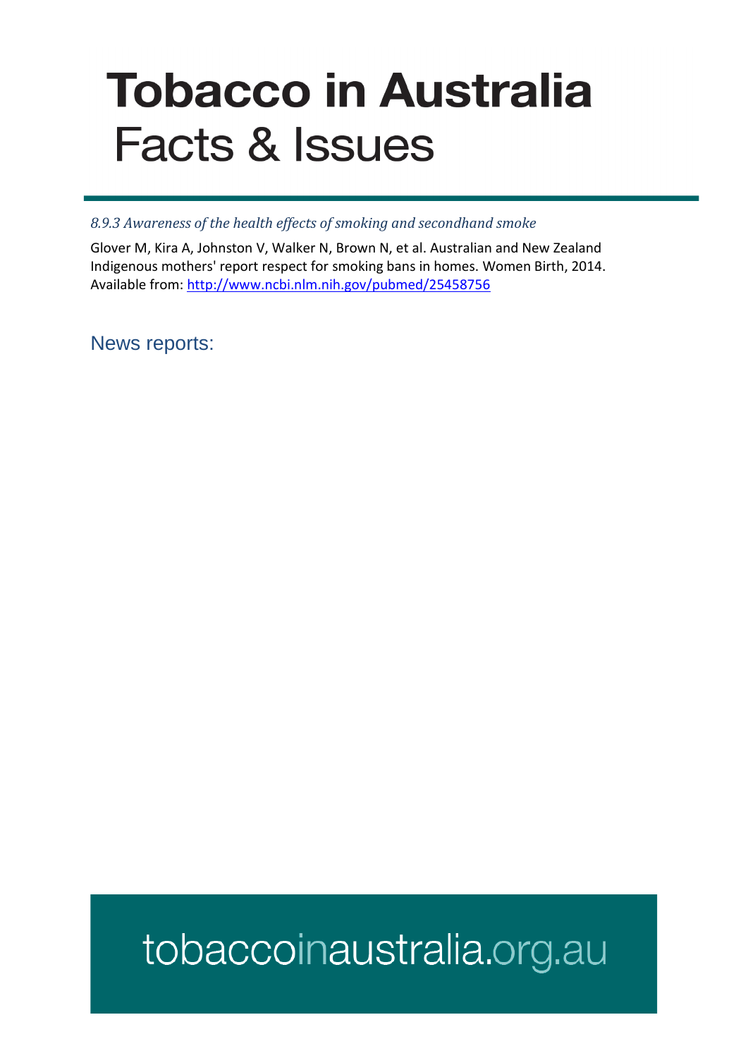# Tobacco in Australia
## Facts & Issues

*8.9.3 Awareness of the health effects of smoking and secondhand smoke*

Glover M, Kira A, Johnston V, Walker N, Brown N, et al. Australian and New Zealand Indigenous mothers' report respect for smoking bans in homes. Women Birth, 2014. Available from: http://www.ncbi.nlm.nih.gov/pubmed/25458756

### News reports:

tobaccoinaustralia.org.au